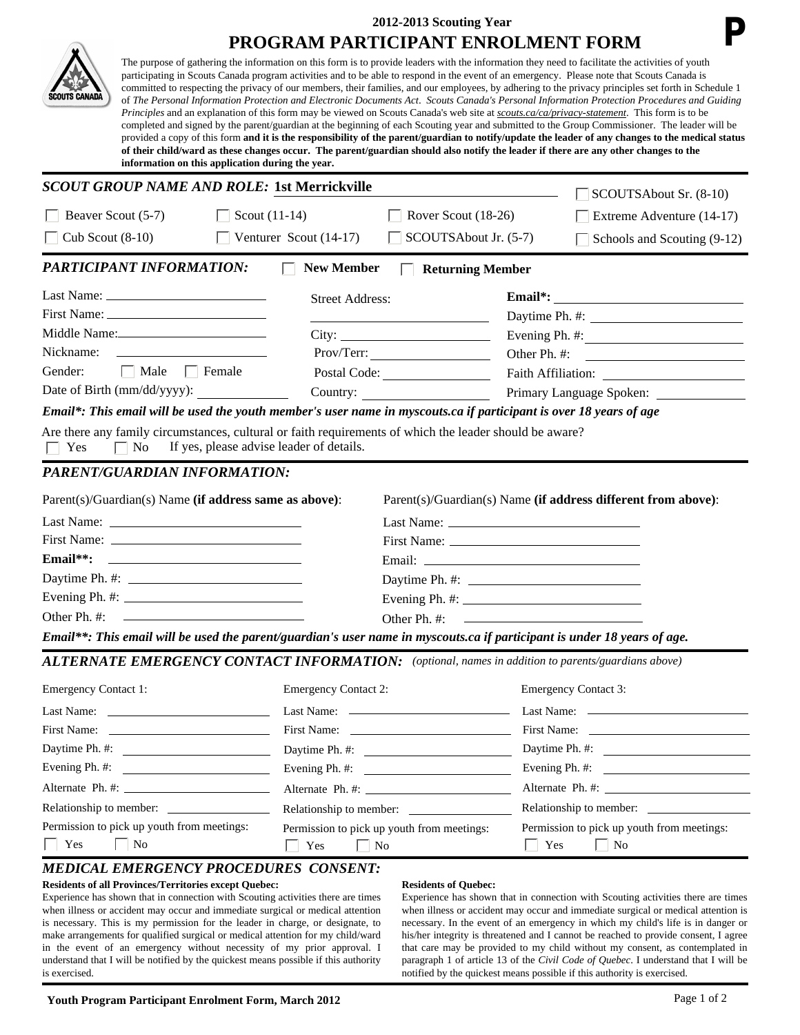## 2012-2013 Scouting Year

# PROGRAM PARTICIPANT ENROLMENT FORM

**P**

The purpose of gathering the information on this form is to provide leaders with the information they need to facilitate the activities of youth participating in Scouts Canada program activities and to be able to respond in the event of an emergency. Please note that Scouts Canada is committed to respecting the privacy of our members, their families, and our employees, by adhering to the privacy principles set forth in Schedule 1 of *The Personal Information Protection and Electronic Documents Act*. *Scouts Canada's Personal Information Protection Procedures and Guiding Principles* and an explanation of this form may be viewed on Scouts Canada's web site at *scouts.ca/ca/privacy-statement*. This form is to be completed and signed by the parent/guardian at the beginning of each Scouting year and submitted to the Group Commissioner. The leader will be provided a copy of this form **and it is the responsibility of the parent/guardian to notify/update the leader of any changes to the medical status of their child/ward as these changes occur. The parent/guardian should also notify the leader if there are any other changes to the information on this application during the year.**

## *SCOUT GROUP NAME AND ROLE:* 1st Merrickville

- ☐ SCOUTSAbout Sr. (8-10)
- ☐ Beaver Scout (5-7)
- ☐ Scout (11-14)
- ☐ Rover Scout (18-26)
- ☐ Extreme Adventure (14-17)
- ☐ Cub Scout (8-10)
- ☐ Venturer Scout (14-17)
- ☐ SCOUTSAbout Jr. (5-7)
- ☐ Schools and Scouting (9-12)

## *PARTICIPANT INFORMATION:* ☐ New Member ☐ Returning Member

Last Name: ______
First Name: ______
Middle Name: ______
Nickname: ______
Gender: ☐ Male ☐ Female
Date of Birth (mm/dd/yyyy): ______

Street Address: ______
City: ______
Prov/Terr: ______
Postal Code: ______
Country: ______

**Email*:** ______
Daytime Ph. #: ______
Evening Ph. #: ______
Other Ph. #: ______
Faith Affiliation: ______
Primary Language Spoken: ______

***Email*: This email will be used the youth member's user name in myscouts.ca if participant is over 18 years of age***

Are there any family circumstances, cultural or faith requirements of which the leader should be aware?
☐ Yes ☐ No If yes, please advise leader of details.

## *PARENT/GUARDIAN INFORMATION:*

Parent(s)/Guardian(s) Name **(if address same as above)**:

Last Name: ______
First Name: ______
**Email**:** ______
Daytime Ph. #: ______
Evening Ph. #: ______
Other Ph. #: ______

Parent(s)/Guardian(s) Name **(if address different from above)**:

Last Name: ______
First Name: ______
Email: ______
Daytime Ph. #: ______
Evening Ph. #: ______
Other Ph. #: ______

***Email**: This email will be used the parent/guardian's user name in myscouts.ca if participant is under 18 years of age.***

## *ALTERNATE EMERGENCY CONTACT INFORMATION:* *(optional, names in addition to parents/guardians above)*

| Emergency Contact 1: | Emergency Contact 2: | Emergency Contact 3: |
|---|---|---|
| Last Name: | Last Name: | Last Name: |
| First Name: | First Name: | First Name: |
| Daytime Ph. #: | Daytime Ph. #: | Daytime Ph. #: |
| Evening Ph. #: | Evening Ph. #: | Evening Ph. #: |
| Alternate Ph. #: | Alternate Ph. #: | Alternate Ph. #: |
| Relationship to member: | Relationship to member: | Relationship to member: |
| Permission to pick up youth from meetings: ☐ Yes ☐ No | Permission to pick up youth from meetings: ☐ Yes ☐ No | Permission to pick up youth from meetings: ☐ Yes ☐ No |

## *MEDICAL EMERGENCY PROCEDURES CONSENT:*

**Residents of all Provinces/Territories except Quebec:**
Experience has shown that in connection with Scouting activities there are times when illness or accident may occur and immediate surgical or medical attention is necessary. This is my permission for the leader in charge, or designate, to make arrangements for qualified surgical or medical attention for my child/ward in the event of an emergency without necessity of my prior approval. I understand that I will be notified by the quickest means possible if this authority is exercised.

**Residents of Quebec:**
Experience has shown that in connection with Scouting activities there are times when illness or accident may occur and immediate surgical or medical attention is necessary. In the event of an emergency in which my child's life is in danger or his/her integrity is threatened and I cannot be reached to provide consent, I agree that care may be provided to my child without my consent, as contemplated in paragraph 1 of article 13 of the *Civil Code of Quebec*. I understand that I will be notified by the quickest means possible if this authority is exercised.

**Youth Program Participant Enrolment Form, March 2012**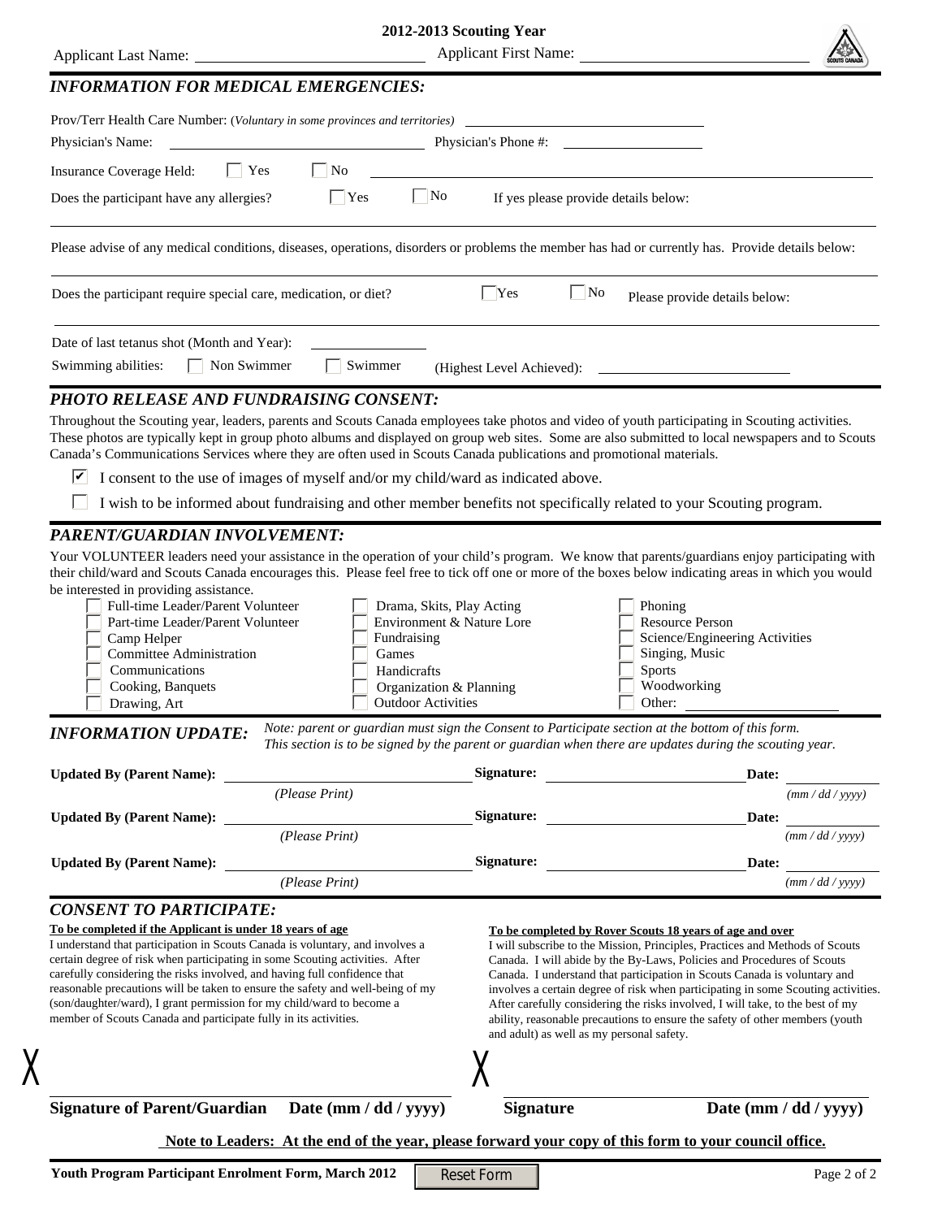**2012-2013 Scouting Year**

Applicant Last Name: ______________________ Applicant First Name: ______________________

## *INFORMATION FOR MEDICAL EMERGENCIES:*

Prov/Terr Health Care Number: (*Voluntary in some provinces and territories*) ______________________

Physician's Name: ______________________ Physician's Phone #: ______________________

Insurance Coverage Held: ☐ Yes ☐ No ______________________

Does the participant have any allergies? ☐ Yes ☐ No If yes please provide details below:

______________________

Please advise of any medical conditions, diseases, operations, disorders or problems the member has had or currently has. Provide details below:

______________________

Does the participant require special care, medication, or diet? ☐ Yes ☐ No Please provide details below:

______________________

Date of last tetanus shot (Month and Year): ______________________

Swimming abilities: ☐ Non Swimmer ☐ Swimmer (Highest Level Achieved): ______________________

## *PHOTO RELEASE AND FUNDRAISING CONSENT:*

Throughout the Scouting year, leaders, parents and Scouts Canada employees take photos and video of youth participating in Scouting activities. These photos are typically kept in group photo albums and displayed on group web sites. Some are also submitted to local newspapers and to Scouts Canada's Communications Services where they are often used in Scouts Canada publications and promotional materials.

☑ I consent to the use of images of myself and/or my child/ward as indicated above.

☐ I wish to be informed about fundraising and other member benefits not specifically related to your Scouting program.

## *PARENT/GUARDIAN INVOLVEMENT:*

Your VOLUNTEER leaders need your assistance in the operation of your child's program. We know that parents/guardians enjoy participating with their child/ward and Scouts Canada encourages this. Please feel free to tick off one or more of the boxes below indicating areas in which you would be interested in providing assistance.

| | | |
|---|---|---|
| ☐ Full-time Leader/Parent Volunteer | ☐ Drama, Skits, Play Acting | ☐ Phoning |
| ☐ Part-time Leader/Parent Volunteer | ☐ Environment & Nature Lore | ☐ Resource Person |
| ☐ Camp Helper | ☐ Fundraising | ☐ Science/Engineering Activities |
| ☐ Committee Administration | ☐ Games | ☐ Singing, Music |
| ☐ Communications | ☐ Handicrafts | ☐ Sports |
| ☐ Cooking, Banquets | ☐ Organization & Planning | ☐ Woodworking |
| ☐ Drawing, Art | ☐ Outdoor Activities | ☐ Other: ______________ |

## *INFORMATION UPDATE:*

*Note: parent or guardian must sign the Consent to Participate section at the bottom of this form.*
*This section is to be signed by the parent or guardian when there are updates during the scouting year.*

**Updated By (Parent Name):** ______________________ **Signature:** ______________________ **Date:** ____________
*(Please Print)* *(mm / dd / yyyy)*

**Updated By (Parent Name):** ______________________ **Signature:** ______________________ **Date:** ____________
*(Please Print)* *(mm / dd / yyyy)*

**Updated By (Parent Name):** ______________________ **Signature:** ______________________ **Date:** ____________
*(Please Print)* *(mm / dd / yyyy)*

## *CONSENT TO PARTICIPATE:*

**To be completed if the Applicant is under 18 years of age**

I understand that participation in Scouts Canada is voluntary, and involves a certain degree of risk when participating in some Scouting activities. After carefully considering the risks involved, and having full confidence that reasonable precautions will be taken to ensure the safety and well-being of my (son/daughter/ward), I grant permission for my child/ward to become a member of Scouts Canada and participate fully in its activities.

X ______________________

**Signature of Parent/Guardian** **Date (mm / dd / yyyy)**

**To be completed by Rover Scouts 18 years of age and over**

I will subscribe to the Mission, Principles, Practices and Methods of Scouts Canada. I will abide by the By-Laws, Policies and Procedures of Scouts Canada. I understand that participation in Scouts Canada is voluntary and involves a certain degree of risk when participating in some Scouting activities. After carefully considering the risks involved, I will take, to the best of my ability, reasonable precautions to ensure the safety of other members (youth and adult) as well as my personal safety.

X ______________________

**Signature** **Date (mm / dd / yyyy)**

**Note to Leaders: At the end of the year, please forward your copy of this form to your council office.**

**Youth Program Participant Enrolment Form, March 2012** Reset Form